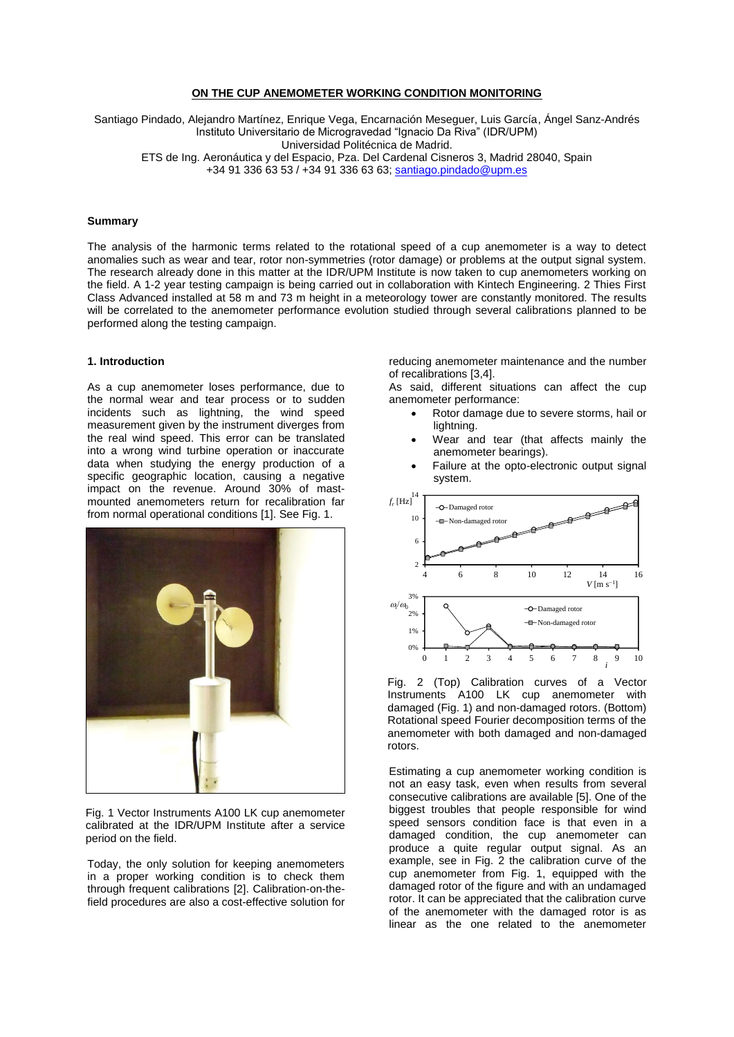# ON THE CUP ANEMOMETER WORKING CONDITION MONITORING

Santiago Pindado, Alejandro Martínez, Enrique Vega, Encarnación Meseguer, Luis García, Ángel Sanz-Andrés
Instituto Universitario de Microgravedad "Ignacio Da Riva" (IDR/UPM)
Universidad Politécnica de Madrid.
ETS de Ing. Aeronáutica y del Espacio, Pza. Del Cardenal Cisneros 3, Madrid 28040, Spain
+34 91 336 63 53 / +34 91 336 63 63; santiago.pindado@upm.es

## Summary

The analysis of the harmonic terms related to the rotational speed of a cup anemometer is a way to detect anomalies such as wear and tear, rotor non-symmetries (rotor damage) or problems at the output signal system. The research already done in this matter at the IDR/UPM Institute is now taken to cup anemometers working on the field. A 1-2 year testing campaign is being carried out in collaboration with Kintech Engineering. 2 Thies First Class Advanced installed at 58 m and 73 m height in a meteorology tower are constantly monitored. The results will be correlated to the anemometer performance evolution studied through several calibrations planned to be performed along the testing campaign.

## 1. Introduction

As a cup anemometer loses performance, due to the normal wear and tear process or to sudden incidents such as lightning, the wind speed measurement given by the instrument diverges from the real wind speed. This error can be translated into a wrong wind turbine operation or inaccurate data when studying the energy production of a specific geographic location, causing a negative impact on the revenue. Around 30% of mast-mounted anemometers return for recalibration far from normal operational conditions [1]. See Fig. 1.

Fig. 1 Vector Instruments A100 LK cup anemometer calibrated at the IDR/UPM Institute after a service period on the field.

Today, the only solution for keeping anemometers in a proper working condition is to check them through frequent calibrations [2]. Calibration-on-the-field procedures are also a cost-effective solution for reducing anemometer maintenance and the number of recalibrations [3,4].

As said, different situations can affect the cup anemometer performance:

- Rotor damage due to severe storms, hail or lightning.
- Wear and tear (that affects mainly the anemometer bearings).
- Failure at the opto-electronic output signal system.

Fig. 2 (Top) Calibration curves of a Vector Instruments A100 LK cup anemometer with damaged (Fig. 1) and non-damaged rotors. (Bottom) Rotational speed Fourier decomposition terms of the anemometer with both damaged and non-damaged rotors.

Estimating a cup anemometer working condition is not an easy task, even when results from several consecutive calibrations are available [5]. One of the biggest troubles that people responsible for wind speed sensors condition face is that even in a damaged condition, the cup anemometer can produce a quite regular output signal. As an example, see in Fig. 2 the calibration curve of the cup anemometer from Fig. 1, equipped with the damaged rotor of the figure and with an undamaged rotor. It can be appreciated that the calibration curve of the anemometer with the damaged rotor is as linear as the one related to the anemometer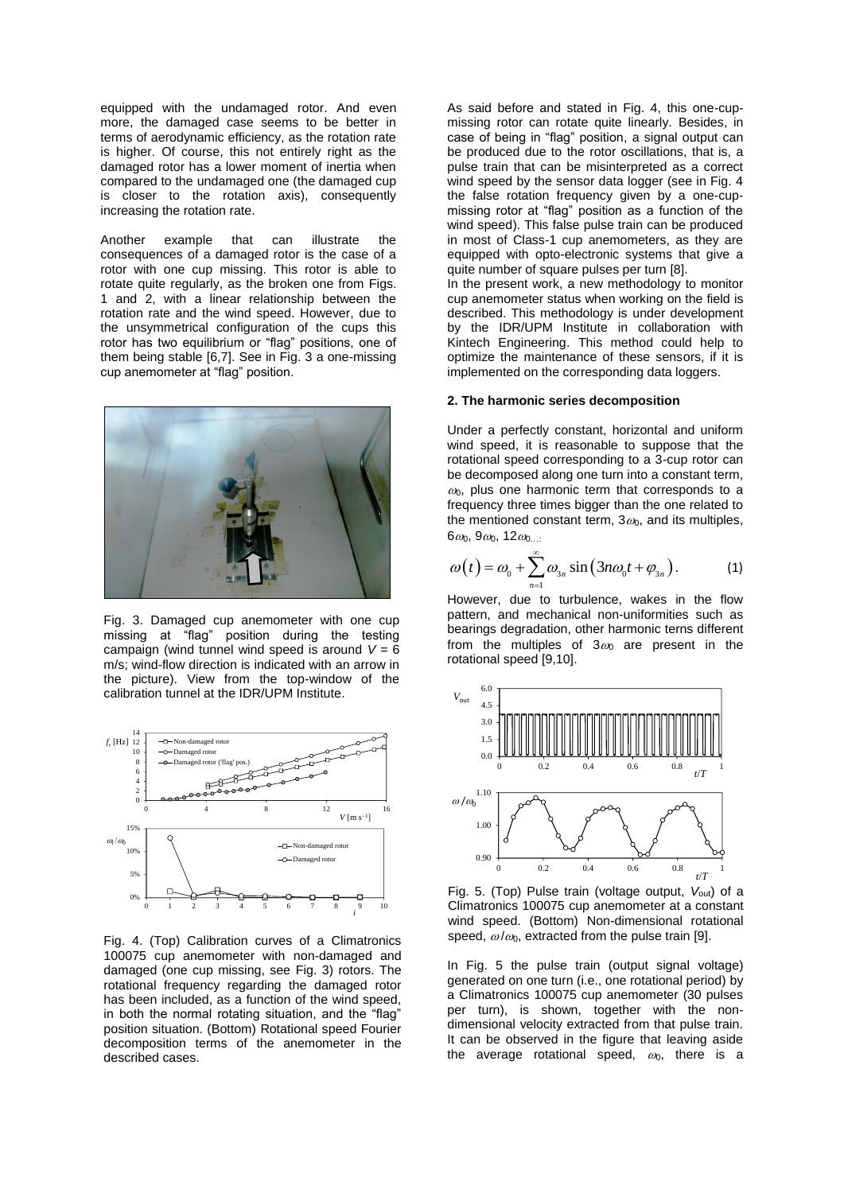equipped with the undamaged rotor. And even more, the damaged case seems to be better in terms of aerodynamic efficiency, as the rotation rate is higher. Of course, this not entirely right as the damaged rotor has a lower moment of inertia when compared to the undamaged one (the damaged cup is closer to the rotation axis), consequently increasing the rotation rate.

Another example that can illustrate the consequences of a damaged rotor is the case of a rotor with one cup missing. This rotor is able to rotate quite regularly, as the broken one from Figs. 1 and 2, with a linear relationship between the rotation rate and the wind speed. However, due to the unsymmetrical configuration of the cups this rotor has two equilibrium or "flag" positions, one of them being stable [6,7]. See in Fig. 3 a one-missing cup anemometer at "flag" position.

Fig. 3. Damaged cup anemometer with one cup missing at "flag" position during the testing campaign (wind tunnel wind speed is around $V = 6$ m/s; wind-flow direction is indicated with an arrow in the picture). View from the top-window of the calibration tunnel at the IDR/UPM Institute.

Fig. 4. (Top) Calibration curves of a Climatronics 100075 cup anemometer with non-damaged and damaged (one cup missing, see Fig. 3) rotors. The rotational frequency regarding the damaged rotor has been included, as a function of the wind speed, in both the normal rotating situation, and the "flag" position situation. (Bottom) Rotational speed Fourier decomposition terms of the anemometer in the described cases.

As said before and stated in Fig. 4, this one-cup-missing rotor can rotate quite linearly. Besides, in case of being in "flag" position, a signal output can be produced due to the rotor oscillations, that is, a pulse train that can be misinterpreted as a correct wind speed by the sensor data logger (see in Fig. 4 the false rotation frequency given by a one-cup-missing rotor at "flag" position as a function of the wind speed). This false pulse train can be produced in most of Class-1 cup anemometers, as they are equipped with opto-electronic systems that give a quite number of square pulses per turn [8].

In the present work, a new methodology to monitor cup anemometer status when working on the field is described. This methodology is under development by the IDR/UPM Institute in collaboration with Kintech Engineering. This method could help to optimize the maintenance of these sensors, if it is implemented on the corresponding data loggers.

## 2. The harmonic series decomposition

Under a perfectly constant, horizontal and uniform wind speed, it is reasonable to suppose that the rotational speed corresponding to a 3-cup rotor can be decomposed along one turn into a constant term, $\omega_0$, plus one harmonic term that corresponds to a frequency three times bigger than the one related to the mentioned constant term, $3\omega_0$, and its multiples, $6\omega_0$, $9\omega_0$, $12\omega_0$...:

$$\omega(t) = \omega_0 + \sum_{n=1}^{\infty} \omega_{3n} \sin\left(3n\omega_0 t + \varphi_{3n}\right). \tag{1}$$

However, due to turbulence, wakes in the flow pattern, and mechanical non-uniformities such as bearings degradation, other harmonic terns different from the multiples of $3\omega_0$ are present in the rotational speed [9,10].

Fig. 5. (Top) Pulse train (voltage output, $V_{out}$) of a Climatronics 100075 cup anemometer at a constant wind speed. (Bottom) Non-dimensional rotational speed, $\omega/\omega_0$, extracted from the pulse train [9].

In Fig. 5 the pulse train (output signal voltage) generated on one turn (i.e., one rotational period) by a Climatronics 100075 cup anemometer (30 pulses per turn), is shown, together with the non-dimensional velocity extracted from that pulse train. It can be observed in the figure that leaving aside the average rotational speed, $\omega_0$, there is a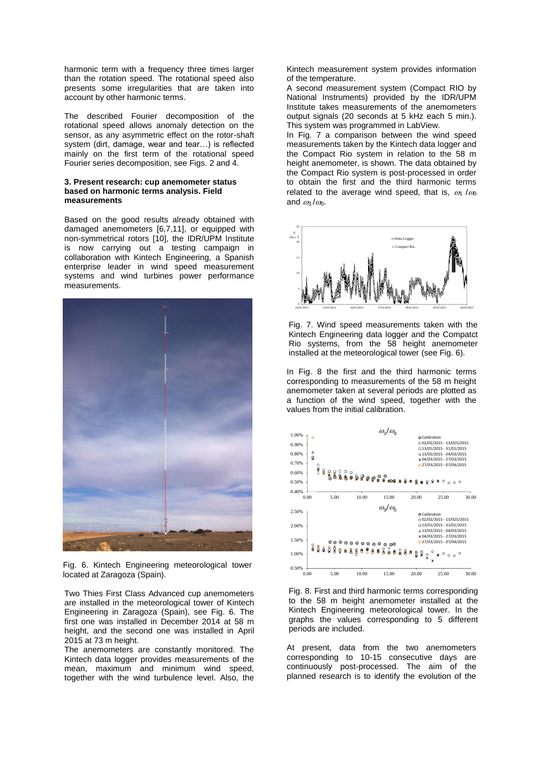harmonic term with a frequency three times larger than the rotation speed. The rotational speed also presents some irregularities that are taken into account by other harmonic terms.

The described Fourier decomposition of the rotational speed allows anomaly detection on the sensor, as any asymmetric effect on the rotor-shaft system (dirt, damage, wear and tear…) is reflected mainly on the first term of the rotational speed Fourier series decomposition, see Figs. 2 and 4.

### 3. Present research: cup anemometer status based on harmonic terms analysis. Field measurements

Based on the good results already obtained with damaged anemometers [6,7,11], or equipped with non-symmetrical rotors [10], the IDR/UPM Institute is now carrying out a testing campaign in collaboration with Kintech Engineering, a Spanish enterprise leader in wind speed measurement systems and wind turbines power performance measurements.

Fig. 6. Kintech Engineering meteorological tower located at Zaragoza (Spain).

Two Thies First Class Advanced cup anemometers are installed in the meteorological tower of Kintech Engineering in Zaragoza (Spain), see Fig. 6. The first one was installed in December 2014 at 58 m height, and the second one was installed in April 2015 at 73 m height.

The anemometers are constantly monitored. The Kintech data logger provides measurements of the mean, maximum and minimum wind speed, together with the wind turbulence level. Also, the Kintech measurement system provides information of the temperature.

A second measurement system (Compact RIO by National Instruments) provided by the IDR/UPM Institute takes measurements of the anemometers output signals (20 seconds at 5 kHz each 5 min.). This system was programmed in LabView.

In Fig. 7 a comparison between the wind speed measurements taken by the Kintech data logger and the Compact Rio system in relation to the 58 m height anemometer, is shown. The data obtained by the Compact Rio system is post-processed in order to obtain the first and the third harmonic terms related to the average wind speed, that is, $\omega_1/\omega_0$ and $\omega_3/\omega_0$.

Fig. 7. Wind speed measurements taken with the Kintech Engineering data logger and the Compatct Rio systems, from the 58 height anemometer installed at the meteorological tower (see Fig. 6).

In Fig. 8 the first and the third harmonic terms corresponding to measurements of the 58 m height anemometer taken at several periods are plotted as a function of the wind speed, together with the values from the initial calibration.

Fig. 8. First and third harmonic terms corresponding to the 58 m height anemometer installed at the Kintech Engineering meteorological tower. In the graphs the values corresponding to 5 different periods are included.

At present, data from the two anemometers corresponding to 10-15 consecutive days are continuously post-processed. The aim of the planned research is to identify the evolution of the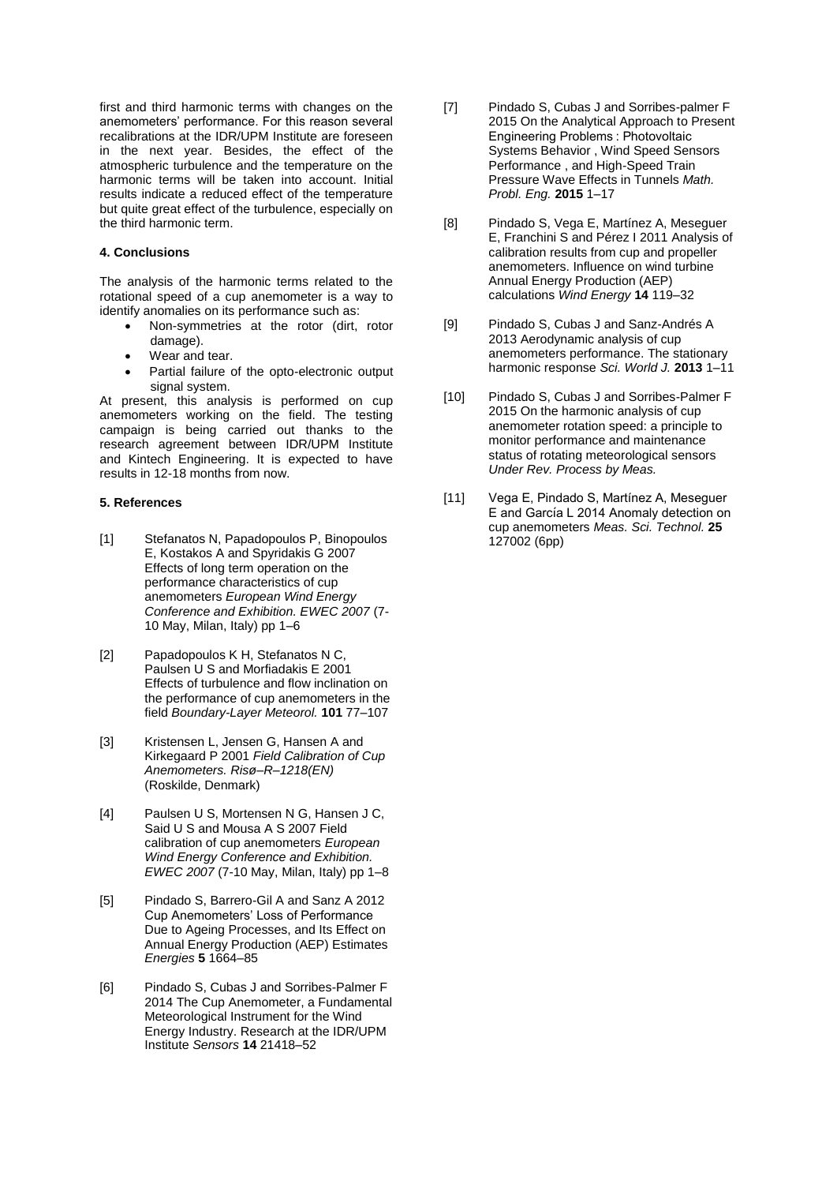first and third harmonic terms with changes on the anemometers' performance. For this reason several recalibrations at the IDR/UPM Institute are foreseen in the next year. Besides, the effect of the atmospheric turbulence and the temperature on the harmonic terms will be taken into account. Initial results indicate a reduced effect of the temperature but quite great effect of the turbulence, especially on the third harmonic term.

### 4. Conclusions

The analysis of the harmonic terms related to the rotational speed of a cup anemometer is a way to identify anomalies on its performance such as:

- Non-symmetries at the rotor (dirt, rotor damage).
- Wear and tear.
- Partial failure of the opto-electronic output signal system.

At present, this analysis is performed on cup anemometers working on the field. The testing campaign is being carried out thanks to the research agreement between IDR/UPM Institute and Kintech Engineering. It is expected to have results in 12-18 months from now.

### 5. References

[1] Stefanatos N, Papadopoulos P, Binopoulos E, Kostakos A and Spyridakis G 2007 Effects of long term operation on the performance characteristics of cup anemometers *European Wind Energy Conference and Exhibition. EWEC 2007* (7-10 May, Milan, Italy) pp 1–6

[2] Papadopoulos K H, Stefanatos N C, Paulsen U S and Morfiadakis E 2001 Effects of turbulence and flow inclination on the performance of cup anemometers in the field *Boundary-Layer Meteorol.* **101** 77–107

[3] Kristensen L, Jensen G, Hansen A and Kirkegaard P 2001 *Field Calibration of Cup Anemometers. Risø–R–1218(EN)* (Roskilde, Denmark)

[4] Paulsen U S, Mortensen N G, Hansen J C, Said U S and Mousa A S 2007 Field calibration of cup anemometers *European Wind Energy Conference and Exhibition. EWEC 2007* (7-10 May, Milan, Italy) pp 1–8

[5] Pindado S, Barrero-Gil A and Sanz A 2012 Cup Anemometers' Loss of Performance Due to Ageing Processes, and Its Effect on Annual Energy Production (AEP) Estimates *Energies* **5** 1664–85

[6] Pindado S, Cubas J and Sorribes-Palmer F 2014 The Cup Anemometer, a Fundamental Meteorological Instrument for the Wind Energy Industry. Research at the IDR/UPM Institute *Sensors* **14** 21418–52

[7] Pindado S, Cubas J and Sorribes-palmer F 2015 On the Analytical Approach to Present Engineering Problems : Photovoltaic Systems Behavior , Wind Speed Sensors Performance , and High-Speed Train Pressure Wave Effects in Tunnels *Math. Probl. Eng.* **2015** 1–17

[8] Pindado S, Vega E, Martínez A, Meseguer E, Franchini S and Pérez I 2011 Analysis of calibration results from cup and propeller anemometers. Influence on wind turbine Annual Energy Production (AEP) calculations *Wind Energy* **14** 119–32

[9] Pindado S, Cubas J and Sanz-Andrés A 2013 Aerodynamic analysis of cup anemometers performance. The stationary harmonic response *Sci. World J.* **2013** 1–11

[10] Pindado S, Cubas J and Sorribes-Palmer F 2015 On the harmonic analysis of cup anemometer rotation speed: a principle to monitor performance and maintenance status of rotating meteorological sensors *Under Rev. Process by Meas.*

[11] Vega E, Pindado S, Martínez A, Meseguer E and García L 2014 Anomaly detection on cup anemometers *Meas. Sci. Technol.* **25** 127002 (6pp)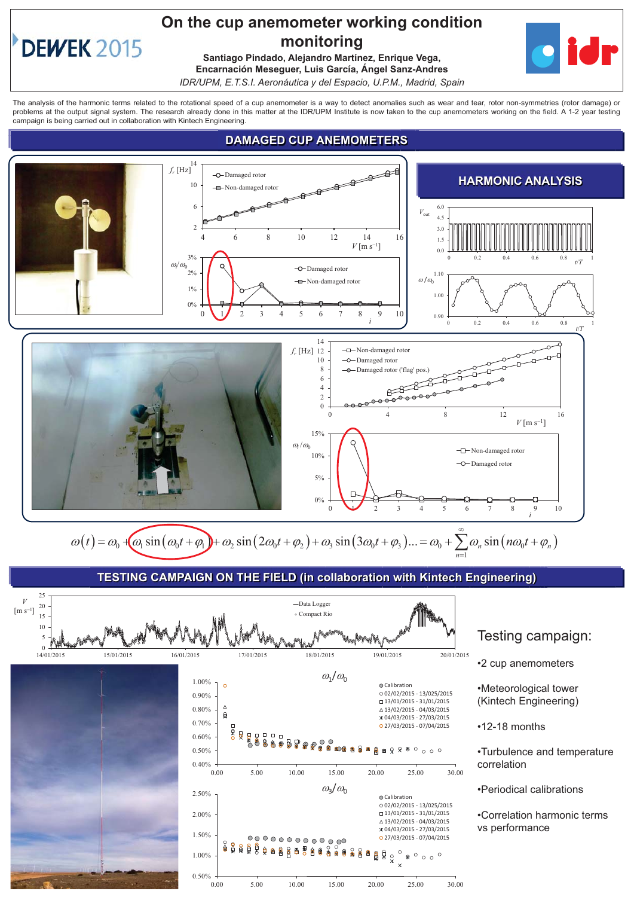# On the cup anemometer working condition monitoring

DEWEK 2015

**Santiago Pindado, Alejandro Martínez, Enrique Vega, Encarnación Meseguer, Luis García, Ángel Sanz-Andres**

*IDR/UPM, E.T.S.I. Aeronáutica y del Espacio, U.P.M., Madrid, Spain*

idr

The analysis of the harmonic terms related to the rotational speed of a cup anemometer is a way to detect anomalies such as wear and tear, rotor non-symmetries (rotor damage) or problems at the output signal system. The research already done in this matter at the IDR/UPM Institute is now taken to the cup anemometers working on the field. A 1-2 year testing campaign is being carried out in collaboration with Kintech Engineering.

## DAMAGED CUP ANEMOMETERS

$f_r$ [Hz]
14
10
6
2
4 6 8 10 12 14 16
$V$ [m s$^{-1}$]
Damaged rotor
Non-damaged rotor

$\omega/\omega_0$
3%
2%
1%
0%
0 1 2 3 4 5 6 7 8 9 10
$i$
Damaged rotor
Non-damaged rotor

## HARMONIC ANALYSIS

$V_{out}$
6.0
4.5
3.0
1.5
0.0
0 0.2 0.4 0.6 0.8 1
$t/T$

$\omega/\omega_0$
1.10
1.00
0.90
0 0.2 0.4 0.6 0.8 1
$t/T$

$f_r$ [Hz]
14
12
10
8
6
4
2
0
0 4 8 12 16
$V$ [m s$^{-1}$]
Non-damaged rotor
Damaged rotor
Damaged rotor ('flag' pos.)

$\omega_i/\omega_0$
15%
10%
5%
0%
0 1 2 3 4 5 6 7 8 9 10
$i$
Non-damaged rotor
Damaged rotor

$$\omega(t) = \omega_0 + \omega_1 \sin(\omega_0 t + \varphi_1) + \omega_2 \sin(2\omega_0 t + \varphi_2) + \omega_3 \sin(3\omega_0 t + \varphi_3) \ldots = \omega_0 + \sum_{n=1}^{\infty} \omega_n \sin(n\omega_0 t + \varphi_n)$$

## TESTING CAMPAIGN ON THE FIELD (in collaboration with Kintech Engineering)

$V$ [m s$^{-1}$]
25
20
15
10
5
0
14/01/2015 15/01/2015 16/01/2015 17/01/2015 18/01/2015 19/01/2015 20/01/2015
Data Logger
Compact Rio

$\omega_1/\omega_0$
1.00%
0.90%
0.80%
0.70%
0.60%
0.50%
0.40%
0.00 5.00 10.00 15.00 20.00 25.00 30.00
Calibration
02/02/2015 - 13/025/2015
13/01/2015 - 31/01/2015
13/02/2015 - 04/03/2015
04/03/2015 - 27/03/2015
27/03/2015 - 07/04/2015

$\omega_3/\omega_0$
2.50%
2.00%
1.50%
1.00%
0.50%
0.00 5.00 10.00 15.00 20.00 25.00 30.00
Calibration
02/02/2015 - 13/025/2015
13/01/2015 - 31/01/2015
13/02/2015 - 04/03/2015
04/03/2015 - 27/03/2015
27/03/2015 - 07/04/2015

### Testing campaign:

- 2 cup anemometers
- Meteorological tower (Kintech Engineering)
- 12-18 months
- Turbulence and temperature correlation
- Periodical calibrations
- Correlation harmonic terms vs performance